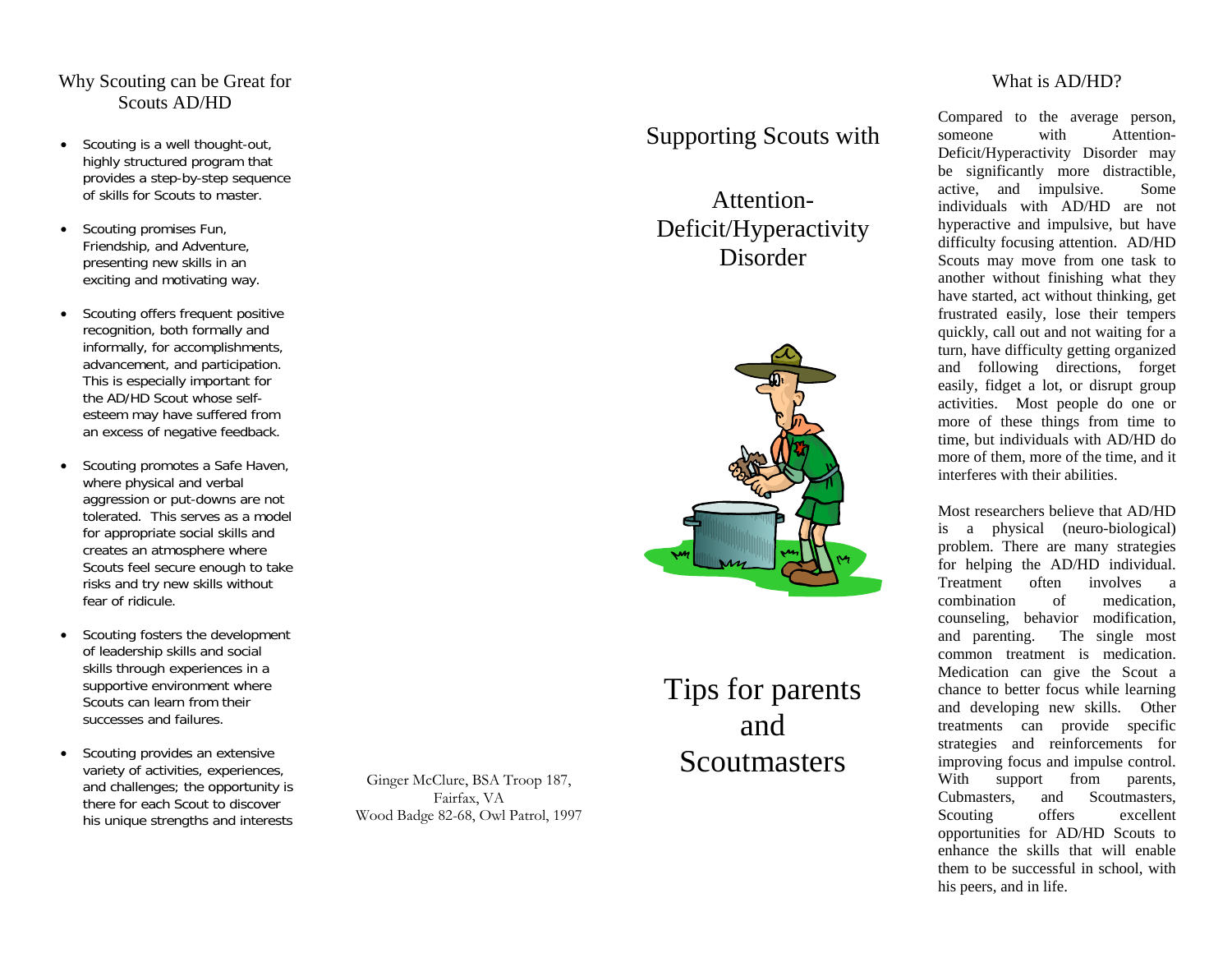## Why Scouting can be Great for Scouts AD/HD

- Scouting is a well thought-out, highly structured program that provides a step-by-step sequence of skills for Scouts to master.
- Scouting promises Fun, Friendship, and Adventure, presenting new skills in an exciting and motivating way.
- Scouting offers frequent positive recognition, both formally and informally, for accomplishments, advancement, and participation. This is especially important for the AD/HD Scout whose self-esteem may have suffered from an excess of negative feedback.
- Scouting promotes a Safe Haven, where physical and verbal aggression or put-downs are not tolerated. This serves as a model for appropriate social skills and creates an atmosphere where Scouts feel secure enough to take risks and try new skills without fear of ridicule.
- Scouting fosters the development of leadership skills and social skills through experiences in a supportive environment where Scouts can learn from their successes and failures.
- Scouting provides an extensive variety of activities, experiences, and challenges; the opportunity is there for each Scout to discover his unique strengths and interests

Ginger McClure, BSA Troop 187,
Fairfax, VA
Wood Badge 82-68, Owl Patrol, 1997

# Supporting Scouts with Attention-Deficit/Hyperactivity Disorder

# Tips for parents and Scoutmasters

## What is AD/HD?

Compared to the average person, someone with Attention-Deficit/Hyperactivity Disorder may be significantly more distractible, active, and impulsive. Some individuals with AD/HD are not hyperactive and impulsive, but have difficulty focusing attention. AD/HD Scouts may move from one task to another without finishing what they have started, act without thinking, get frustrated easily, lose their tempers quickly, call out and not waiting for a turn, have difficulty getting organized and following directions, forget easily, fidget a lot, or disrupt group activities. Most people do one or more of these things from time to time, but individuals with AD/HD do more of them, more of the time, and it interferes with their abilities.

Most researchers believe that AD/HD is a physical (neuro-biological) problem. There are many strategies for helping the AD/HD individual. Treatment often involves a combination of medication, counseling, behavior modification, and parenting. The single most common treatment is medication. Medication can give the Scout a chance to better focus while learning and developing new skills. Other treatments can provide specific strategies and reinforcements for improving focus and impulse control. With support from parents, Cubmasters, and Scoutmasters, Scouting offers excellent opportunities for AD/HD Scouts to enhance the skills that will enable them to be successful in school, with his peers, and in life.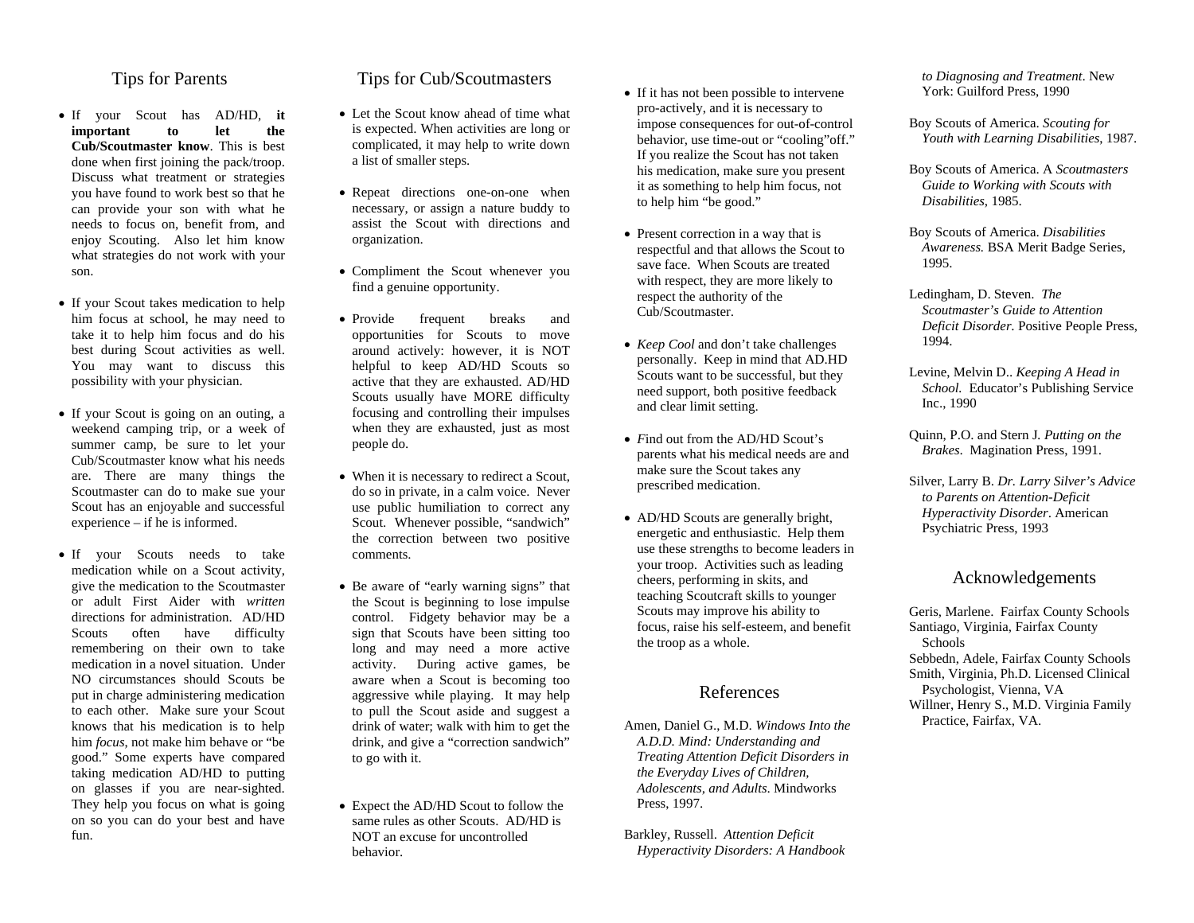## Tips for Parents

- If your Scout has AD/HD, **it important to let the Cub/Scoutmaster know**. This is best done when first joining the pack/troop. Discuss what treatment or strategies you have found to work best so that he can provide your son with what he needs to focus on, benefit from, and enjoy Scouting. Also let him know what strategies do not work with your son.

- If your Scout takes medication to help him focus at school, he may need to take it to help him focus and do his best during Scout activities as well. You may want to discuss this possibility with your physician.

- If your Scout is going on an outing, a weekend camping trip, or a week of summer camp, be sure to let your Cub/Scoutmaster know what his needs are. There are many things the Scoutmaster can do to make sue your Scout has an enjoyable and successful experience – if he is informed.

- If your Scouts needs to take medication while on a Scout activity, give the medication to the Scoutmaster or adult First Aider with *written* directions for administration. AD/HD Scouts often have difficulty remembering on their own to take medication in a novel situation. Under NO circumstances should Scouts be put in charge administering medication to each other. Make sure your Scout knows that his medication is to help him *focus*, not make him behave or "be good." Some experts have compared taking medication AD/HD to putting on glasses if you are near-sighted. They help you focus on what is going on so you can do your best and have fun.

## Tips for Cub/Scoutmasters

- Let the Scout know ahead of time what is expected. When activities are long or complicated, it may help to write down a list of smaller steps.

- Repeat directions one-on-one when necessary, or assign a nature buddy to assist the Scout with directions and organization.

- Compliment the Scout whenever you find a genuine opportunity.

- Provide frequent breaks and opportunities for Scouts to move around actively: however, it is NOT helpful to keep AD/HD Scouts so active that they are exhausted. AD/HD Scouts usually have MORE difficulty focusing and controlling their impulses when they are exhausted, just as most people do.

- When it is necessary to redirect a Scout, do so in private, in a calm voice. Never use public humiliation to correct any Scout. Whenever possible, "sandwich" the correction between two positive comments.

- Be aware of "early warning signs" that the Scout is beginning to lose impulse control. Fidgety behavior may be a sign that Scouts have been sitting too long and may need a more active activity. During active games, be aware when a Scout is becoming too aggressive while playing. It may help to pull the Scout aside and suggest a drink of water; walk with him to get the drink, and give a "correction sandwich" to go with it.

- Expect the AD/HD Scout to follow the same rules as other Scouts. AD/HD is NOT an excuse for uncontrolled behavior.

- If it has not been possible to intervene pro-actively, and it is necessary to impose consequences for out-of-control behavior, use time-out or "cooling"off." If you realize the Scout has not taken his medication, make sure you present it as something to help him focus, not to help him "be good."

- Present correction in a way that is respectful and that allows the Scout to save face. When Scouts are treated with respect, they are more likely to respect the authority of the Cub/Scoutmaster.

- *Keep Cool* and don't take challenges personally. Keep in mind that AD.HD Scouts want to be successful, but they need support, both positive feedback and clear limit setting.

- *F*ind out from the AD/HD Scout's parents what his medical needs are and make sure the Scout takes any prescribed medication.

- AD/HD Scouts are generally bright, energetic and enthusiastic. Help them use these strengths to become leaders in your troop. Activities such as leading cheers, performing in skits, and teaching Scoutcraft skills to younger Scouts may improve his ability to focus, raise his self-esteem, and benefit the troop as a whole.

## References

Amen, Daniel G., M.D. *Windows Into the A.D.D. Mind: Understanding and Treating Attention Deficit Disorders in the Everyday Lives of Children, Adolescents, and Adults*. Mindworks Press, 1997.

Barkley, Russell. *Attention Deficit Hyperactivity Disorders: A Handbook to Diagnosing and Treatment*. New York: Guilford Press, 1990

Boy Scouts of America. *Scouting for Youth with Learning Disabilities*, 1987.

Boy Scouts of America. A *Scoutmasters Guide to Working with Scouts with Disabilities*, 1985.

Boy Scouts of America. *Disabilities Awareness.* BSA Merit Badge Series, 1995.

Ledingham, D. Steven. *The Scoutmaster's Guide to Attention Deficit Disorder*. Positive People Press, 1994.

Levine, Melvin D.. *Keeping A Head in School.* Educator's Publishing Service Inc., 1990

Quinn, P.O. and Stern J. *Putting on the Brakes*. Magination Press, 1991.

Silver, Larry B. *Dr. Larry Silver's Advice to Parents on Attention-Deficit Hyperactivity Disorder*. American Psychiatric Press, 1993

## Acknowledgements

Geris, Marlene. Fairfax County Schools
Santiago, Virginia, Fairfax County Schools
Sebbedn, Adele, Fairfax County Schools
Smith, Virginia, Ph.D. Licensed Clinical Psychologist, Vienna, VA
Willner, Henry S., M.D. Virginia Family Practice, Fairfax, VA.